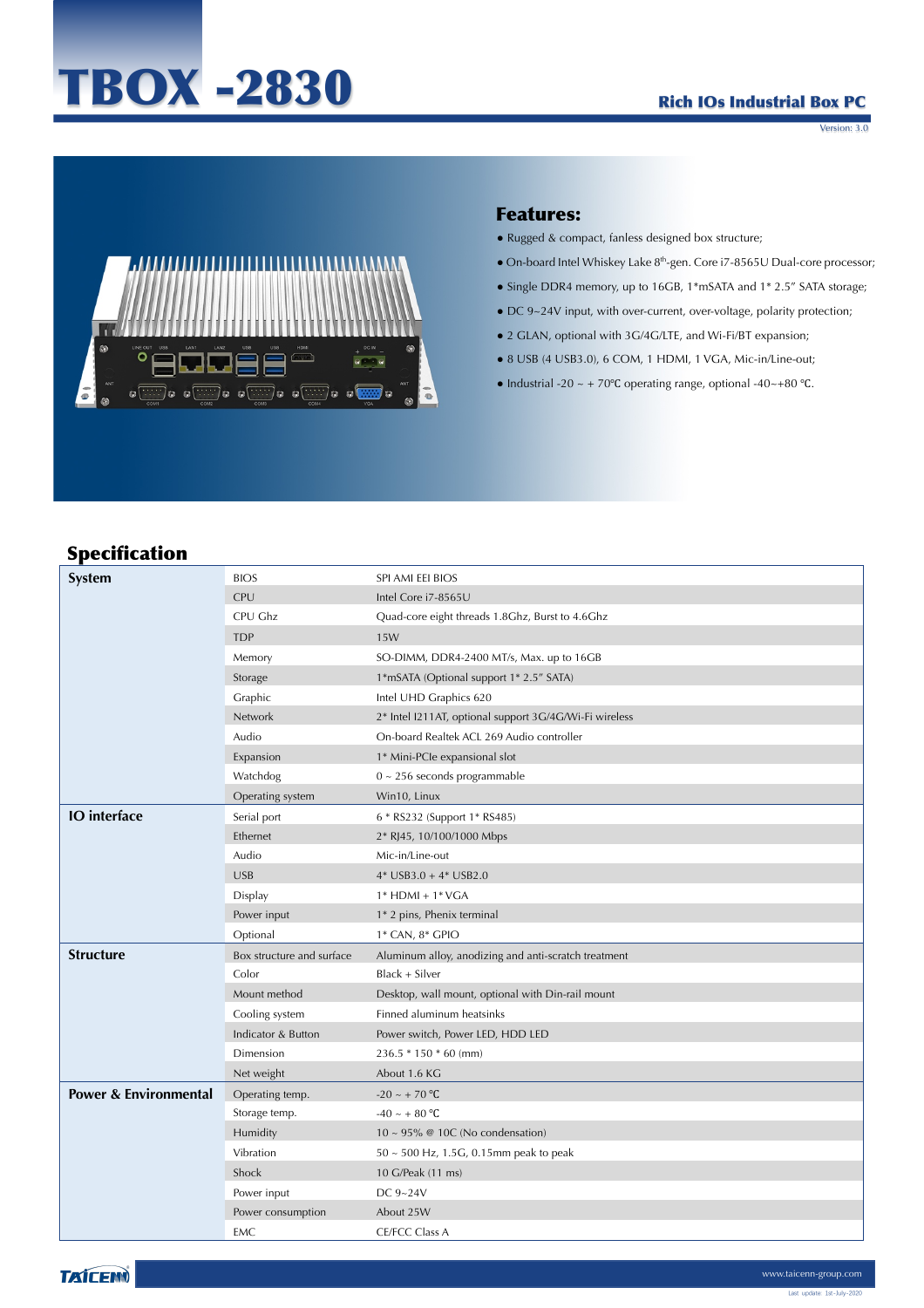# TBOX -2830

## Rich IOs Industrial Box PC

Version: 3.0

## Features:

- Rugged & compact, fanless designed box structure;
- On-board Intel Whiskey Lake 8th-gen. Core i7-8565U Dual-core processor;
- Single DDR4 memory, up to 16GB, 1*mSATA and 1* 2.5" SATA storage;
- DC 9~24V input, with over-current, over-voltage, polarity protection;
- 2 GLAN, optional with 3G/4G/LTE, and Wi-Fi/BT expansion;
- 8 USB (4 USB3.0), 6 COM, 1 HDMI, 1 VGA, Mic-in/Line-out;
- Industrial -20 ~ + 70℃ operating range, optional -40~+80 ℃.

## Specification

| | | |
|---|---|---|
| **System** | BIOS | SPI AMI EEI BIOS |
| | CPU | Intel Core i7-8565U |
| | CPU Ghz | Quad-core eight threads 1.8Ghz, Burst to 4.6Ghz |
| | TDP | 15W |
| | Memory | SO-DIMM, DDR4-2400 MT/s, Max. up to 16GB |
| | Storage | 1*mSATA (Optional support 1* 2.5" SATA) |
| | Graphic | Intel UHD Graphics 620 |
| | Network | 2* Intel I211AT, optional support 3G/4G/Wi-Fi wireless |
| | Audio | On-board Realtek ACL 269 Audio controller |
| | Expansion | 1* Mini-PCIe expansional slot |
| | Watchdog | 0 ~ 256 seconds programmable |
| | Operating system | Win10, Linux |
| **IO interface** | Serial port | 6 * RS232 (Support 1* RS485) |
| | Ethernet | 2* RJ45, 10/100/1000 Mbps |
| | Audio | Mic-in/Line-out |
| | USB | 4* USB3.0 + 4* USB2.0 |
| | Display | 1* HDMI + 1* VGA |
| | Power input | 1* 2 pins, Phenix terminal |
| | Optional | 1* CAN, 8* GPIO |
| **Structure** | Box structure and surface | Aluminum alloy, anodizing and anti-scratch treatment |
| | Color | Black + Silver |
| | Mount method | Desktop, wall mount, optional with Din-rail mount |
| | Cooling system | Finned aluminum heatsinks |
| | Indicator & Button | Power switch, Power LED, HDD LED |
| | Dimension | 236.5 * 150 * 60 (mm) |
| | Net weight | About 1.6 KG |
| **Power & Environmental** | Operating temp. | -20 ~ + 70 ℃ |
| | Storage temp. | -40 ~ + 80 ℃ |
| | Humidity | 10 ~ 95% @ 10C (No condensation) |
| | Vibration | 50 ~ 500 Hz, 1.5G, 0.15mm peak to peak |
| | Shock | 10 G/Peak (11 ms) |
| | Power input | DC 9~24V |
| | Power consumption | About 25W |
| | EMC | CE/FCC Class A |

TAICENN www.taicenn-group.com

Last update: 1st-July-2020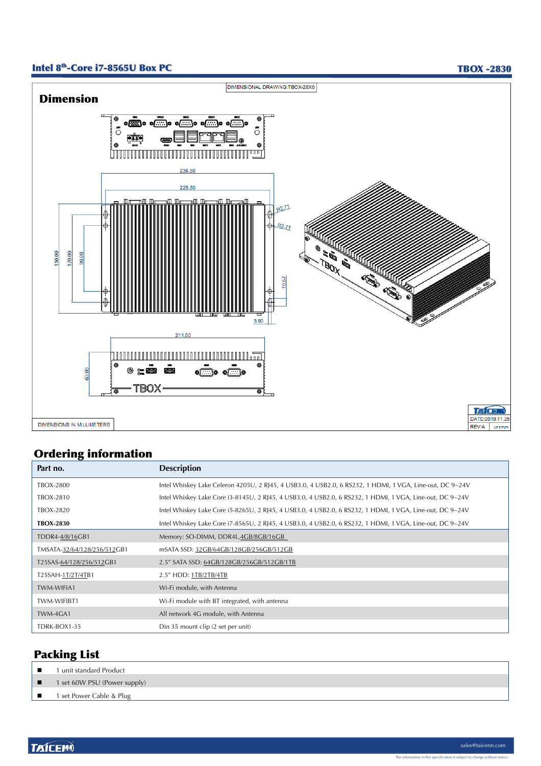## Dimension

DIMENSIONAL DRAWING:TBOX-28X0

236.50

225.50

R2.71

R2.71

150.00

120.00

90.00

10.67

3.90

211.50

60.00

TBOX

DIMENSIONS IN MILLIMETERS

DATE:2019.11.25

REV:A

Unit:mm

## Ordering information

| Part no. | Description |
|---|---|
| TBOX-2800 | Intel Whiskey Lake Celeron 4205U, 2 RJ45, 4 USB3.0, 4 USB2.0, 6 RS232, 1 HDMI, 1 VGA, Line-out, DC 9~24V |
| TBOX-2810 | Intel Whiskey Lake Core i3-8145U, 2 RJ45, 4 USB3.0, 4 USB2.0, 6 RS232, 1 HDMI, 1 VGA, Line-out, DC 9~24V |
| TBOX-2820 | Intel Whiskey Lake Core i5-8265U, 2 RJ45, 4 USB3.0, 4 USB2.0, 6 RS232, 1 HDMI, 1 VGA, Line-out, DC 9~24V |
| **TBOX-2830** | Intel Whiskey Lake Core i7-8565U, 2 RJ45, 4 USB3.0, 4 USB2.0, 6 RS232, 1 HDMI, 1 VGA, Line-out, DC 9~24V |
| TDDR4-4/8/16GB1 | Memory: SO-DIMM, DDR4L,4GB/8GB/16GB |
| TMSATA-32/64/128/256/512GB1 | mSATA SSD: 32GB/64GB/128GB/256GB/512GB |
| T25SAS-64/128/256/512GB1 | 2.5" SATA SSD: 64GB/128GB/256GB/512GB/1TB |
| T25SAH-1T/2T/4TB1 | 2.5" HDD: 1TB/2TB/4TB |
| TWM-WIFIA1 | Wi-Fi module, with Antenna |
| TWM-WIFIBT1 | Wi-Fi module with BT integrated, with antenna |
| TWM-4GA1 | All network 4G module, with Antenna |
| TDRK-BOX1-35 | Din 35 mount clip (2 set per unit) |

## Packing List

- 1 unit standard Product
- 1 set 60W PSU (Power supply)
- 1 set Power Cable & Plug